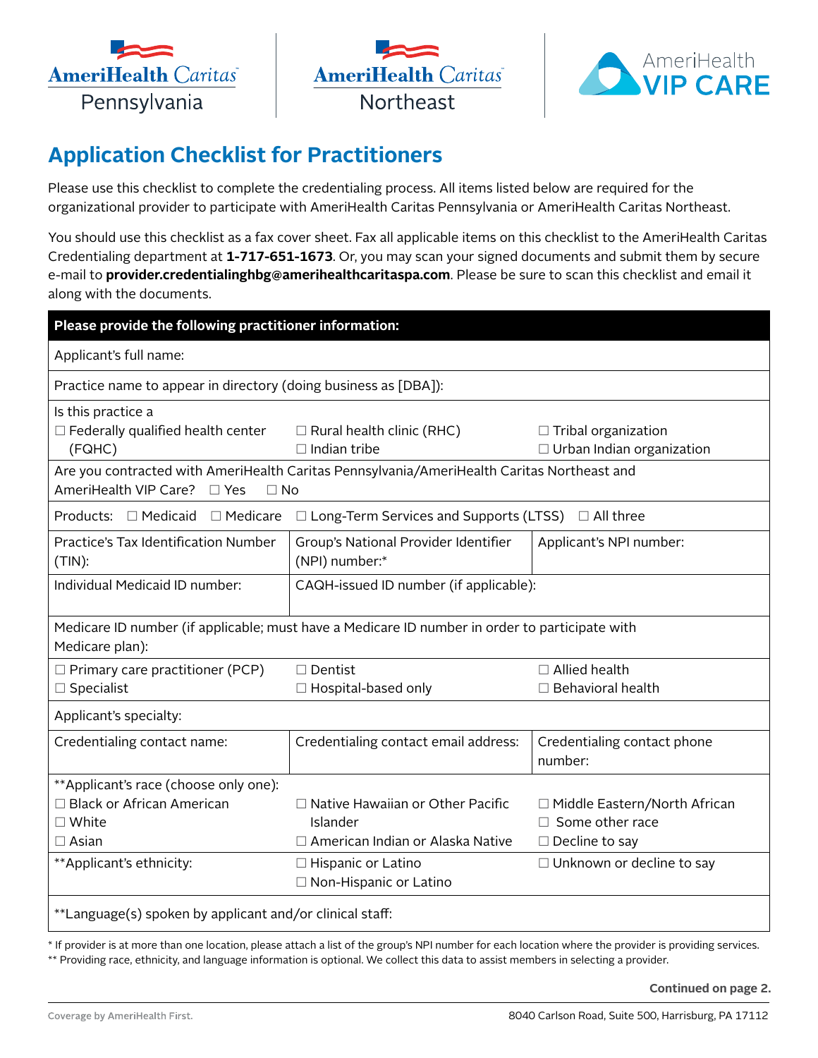AmeriHealth Caritas Pennsylvania | AmeriHealth Caritas Northeast | AmeriHealth VIP CARE

# Application Checklist for Practitioners

Please use this checklist to complete the credentialing process. All items listed below are required for the organizational provider to participate with AmeriHealth Caritas Pennsylvania or AmeriHealth Caritas Northeast.

You should use this checklist as a fax cover sheet. Fax all applicable items on this checklist to the AmeriHealth Caritas Credentialing department at **1-717-651-1673**. Or, you may scan your signed documents and submit them by secure e-mail to **provider.credentialinghbg@amerihealthcaritaspa.com**. Please be sure to scan this checklist and email it along with the documents.

| **Please provide the following practitioner information:** | | |
|---|---|---|
| Applicant's full name: | | |
| Practice name to appear in directory (doing business as [DBA]): | | |
| Is this practice a<br>☐ Federally qualified health center (FQHC) | ☐ Rural health clinic (RHC)<br>☐ Indian tribe | ☐ Tribal organization<br>☐ Urban Indian organization |
| Are you contracted with AmeriHealth Caritas Pennsylvania/AmeriHealth Caritas Northeast and AmeriHealth VIP Care? ☐ Yes ☐ No | | |
| Products: ☐ Medicaid ☐ Medicare ☐ Long-Term Services and Supports (LTSS) ☐ All three | | |
| Practice's Tax Identification Number (TIN): | Group's National Provider Identifier (NPI) number:* | Applicant's NPI number: |
| Individual Medicaid ID number: | CAQH-issued ID number (if applicable): | |
| Medicare ID number (if applicable; must have a Medicare ID number in order to participate with Medicare plan): | | |
| ☐ Primary care practitioner (PCP)<br>☐ Specialist | ☐ Dentist<br>☐ Hospital-based only | ☐ Allied health<br>☐ Behavioral health |
| Applicant's specialty: | | |
| Credentialing contact name: | Credentialing contact email address: | Credentialing contact phone number: |
| **Applicant's race (choose only one):<br>☐ Black or African American<br>☐ White<br>☐ Asian | ☐ Native Hawaiian or Other Pacific Islander<br>☐ American Indian or Alaska Native | ☐ Middle Eastern/North African<br>☐ Some other race<br>☐ Decline to say |
| **Applicant's ethnicity: | ☐ Hispanic or Latino<br>☐ Non-Hispanic or Latino | ☐ Unknown or decline to say |
| **Language(s) spoken by applicant and/or clinical staff: | | |

* If provider is at more than one location, please attach a list of the group's NPI number for each location where the provider is providing services.
** Providing race, ethnicity, and language information is optional. We collect this data to assist members in selecting a provider.

**Continued on page 2.**

Coverage by AmeriHealth First.

8040 Carlson Road, Suite 500, Harrisburg, PA 17112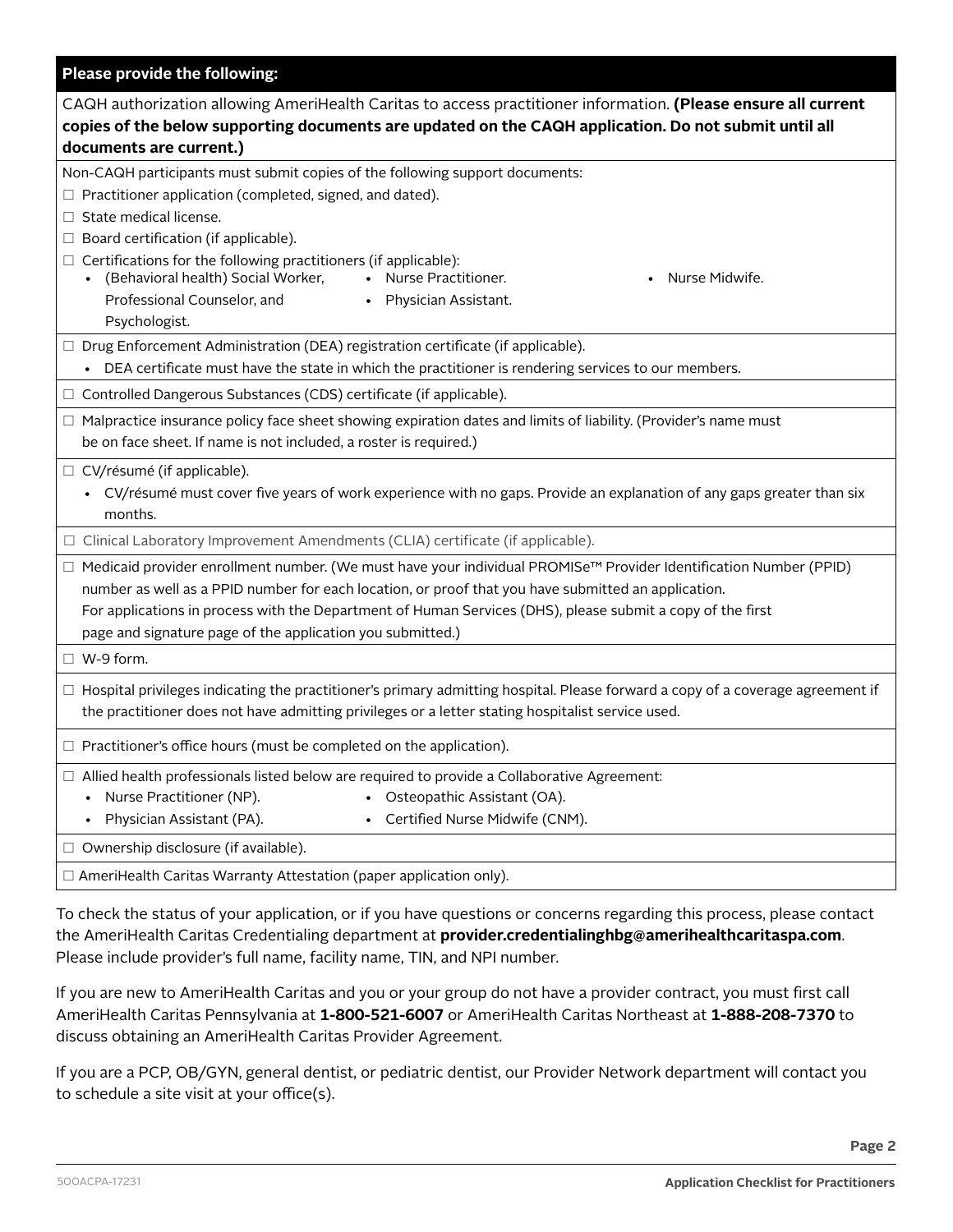**Please provide the following:**

CAQH authorization allowing AmeriHealth Caritas to access practitioner information. **(Please ensure all current copies of the below supporting documents are updated on the CAQH application. Do not submit until all documents are current.)**

Non-CAQH participants must submit copies of the following support documents:

- ☐ Practitioner application (completed, signed, and dated).
- ☐ State medical license.
- ☐ Board certification (if applicable).
- ☐ Certifications for the following practitioners (if applicable):
  - (Behavioral health) Social Worker, Professional Counselor, and Psychologist.
  - Nurse Practitioner.
  - Physician Assistant.
  - Nurse Midwife.
- ☐ Drug Enforcement Administration (DEA) registration certificate (if applicable).
  - DEA certificate must have the state in which the practitioner is rendering services to our members.
- ☐ Controlled Dangerous Substances (CDS) certificate (if applicable).
- ☐ Malpractice insurance policy face sheet showing expiration dates and limits of liability. (Provider's name must be on face sheet. If name is not included, a roster is required.)
- ☐ CV/résumé (if applicable).
  - CV/résumé must cover five years of work experience with no gaps. Provide an explanation of any gaps greater than six months.
- ☐ Clinical Laboratory Improvement Amendments (CLIA) certificate (if applicable).
- ☐ Medicaid provider enrollment number. (We must have your individual PROMISe™ Provider Identification Number (PPID) number as well as a PPID number for each location, or proof that you have submitted an application. For applications in process with the Department of Human Services (DHS), please submit a copy of the first page and signature page of the application you submitted.)
- ☐ W-9 form.
- ☐ Hospital privileges indicating the practitioner's primary admitting hospital. Please forward a copy of a coverage agreement if the practitioner does not have admitting privileges or a letter stating hospitalist service used.
- ☐ Practitioner's office hours (must be completed on the application).
- ☐ Allied health professionals listed below are required to provide a Collaborative Agreement:
  - Nurse Practitioner (NP).
  - Physician Assistant (PA).
  - Osteopathic Assistant (OA).
  - Certified Nurse Midwife (CNM).
- ☐ Ownership disclosure (if available).
- ☐ AmeriHealth Caritas Warranty Attestation (paper application only).

To check the status of your application, or if you have questions or concerns regarding this process, please contact the AmeriHealth Caritas Credentialing department at **provider.credentialinghbg@amerihealthcaritaspa.com**. Please include provider's full name, facility name, TIN, and NPI number.

If you are new to AmeriHealth Caritas and you or your group do not have a provider contract, you must first call AmeriHealth Caritas Pennsylvania at **1-800-521-6007** or AmeriHealth Caritas Northeast at **1-888-208-7370** to discuss obtaining an AmeriHealth Caritas Provider Agreement.

If you are a PCP, OB/GYN, general dentist, or pediatric dentist, our Provider Network department will contact you to schedule a site visit at your office(s).

5OOACPA-17231